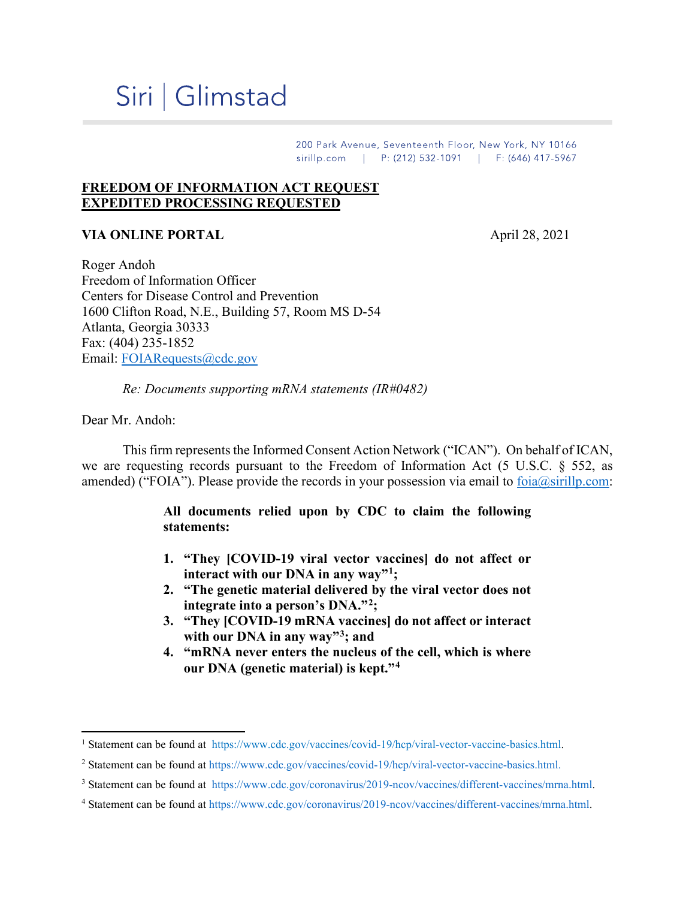Siri | Glimstad

200 Park Avenue, Seventeenth Floor, New York, NY 10166
sirillp.com | P: (212) 532-1091 | F: (646) 417-5967

**FREEDOM OF INFORMATION ACT REQUEST**
**EXPEDITED PROCESSING REQUESTED**

**VIA ONLINE PORTAL** April 28, 2021

Roger Andoh
Freedom of Information Officer
Centers for Disease Control and Prevention
1600 Clifton Road, N.E., Building 57, Room MS D-54
Atlanta, Georgia 30333
Fax: (404) 235-1852
Email: FOIARequests@cdc.gov

*Re: Documents supporting mRNA statements (IR#0482)*

Dear Mr. Andoh:

This firm represents the Informed Consent Action Network ("ICAN"). On behalf of ICAN, we are requesting records pursuant to the Freedom of Information Act (5 U.S.C. § 552, as amended) ("FOIA"). Please provide the records in your possession via email to foia@sirillp.com:

> **All documents relied upon by CDC to claim the following statements:**
>
> 1. **"They [COVID-19 viral vector vaccines] do not affect or interact with our DNA in any way"[1];**
> 2. **"The genetic material delivered by the viral vector does not integrate into a person's DNA."[2];**
> 3. **"They [COVID-19 mRNA vaccines] do not affect or interact with our DNA in any way"[3]; and**
> 4. **"mRNA never enters the nucleus of the cell, which is where our DNA (genetic material) is kept."[4]**

---

[1] Statement can be found at https://www.cdc.gov/vaccines/covid-19/hcp/viral-vector-vaccine-basics.html.

[2] Statement can be found at https://www.cdc.gov/vaccines/covid-19/hcp/viral-vector-vaccine-basics.html.

[3] Statement can be found at https://www.cdc.gov/coronavirus/2019-ncov/vaccines/different-vaccines/mrna.html.

[4] Statement can be found at https://www.cdc.gov/coronavirus/2019-ncov/vaccines/different-vaccines/mrna.html.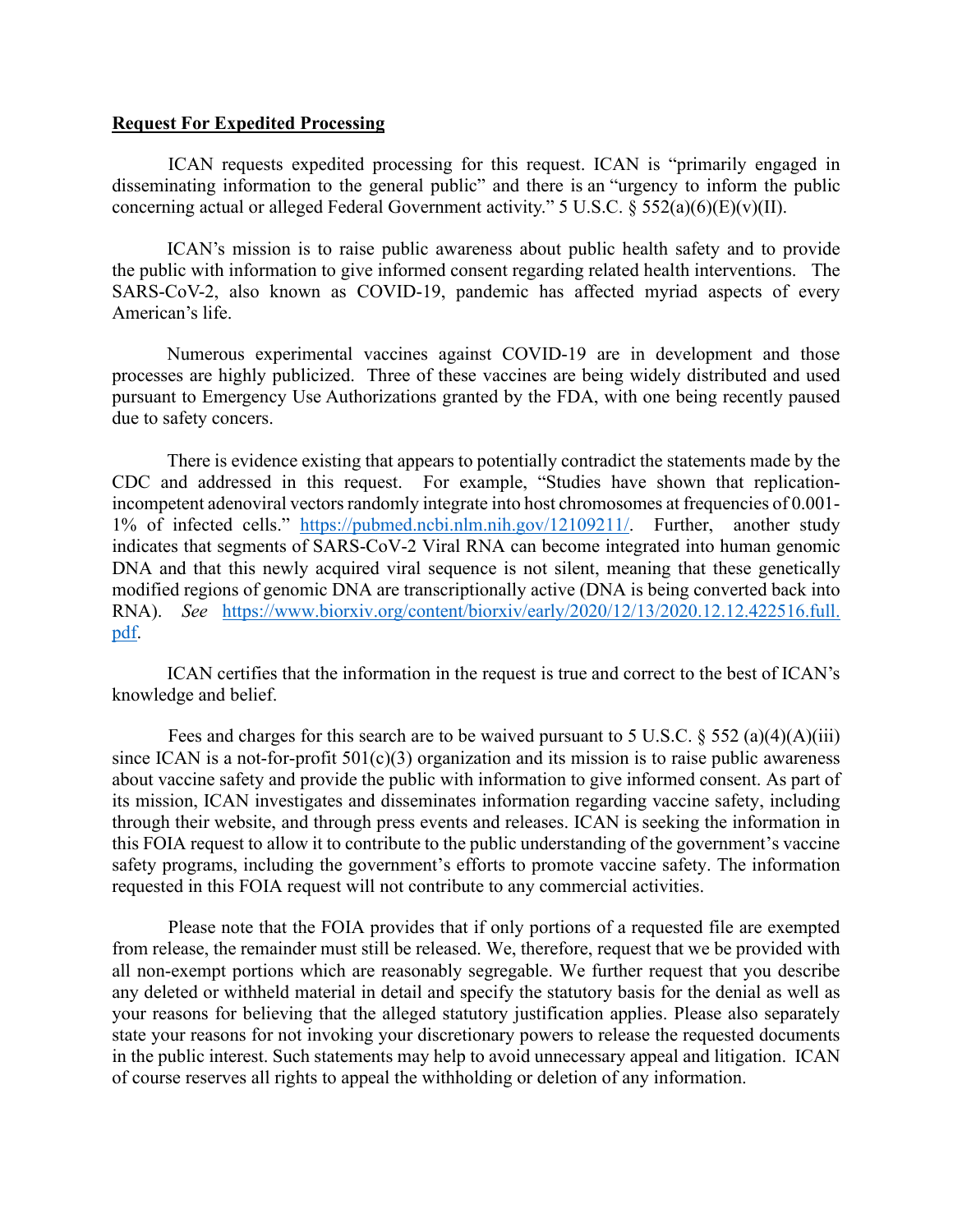**Request For Expedited Processing**

ICAN requests expedited processing for this request. ICAN is "primarily engaged in disseminating information to the general public" and there is an "urgency to inform the public concerning actual or alleged Federal Government activity." 5 U.S.C. § 552(a)(6)(E)(v)(II).

ICAN's mission is to raise public awareness about public health safety and to provide the public with information to give informed consent regarding related health interventions. The SARS-CoV-2, also known as COVID-19, pandemic has affected myriad aspects of every American's life.

Numerous experimental vaccines against COVID-19 are in development and those processes are highly publicized. Three of these vaccines are being widely distributed and used pursuant to Emergency Use Authorizations granted by the FDA, with one being recently paused due to safety concers.

There is evidence existing that appears to potentially contradict the statements made by the CDC and addressed in this request. For example, "Studies have shown that replication-incompetent adenoviral vectors randomly integrate into host chromosomes at frequencies of 0.001-1% of infected cells." [https://pubmed.ncbi.nlm.nih.gov/12109211/](https://pubmed.ncbi.nlm.nih.gov/12109211/). Further, another study indicates that segments of SARS-CoV-2 Viral RNA can become integrated into human genomic DNA and that this newly acquired viral sequence is not silent, meaning that these genetically modified regions of genomic DNA are transcriptionally active (DNA is being converted back into RNA). *See* [https://www.biorxiv.org/content/biorxiv/early/2020/12/13/2020.12.12.422516.full.pdf](https://www.biorxiv.org/content/biorxiv/early/2020/12/13/2020.12.12.422516.full.pdf).

ICAN certifies that the information in the request is true and correct to the best of ICAN's knowledge and belief.

Fees and charges for this search are to be waived pursuant to 5 U.S.C. § 552 (a)(4)(A)(iii) since ICAN is a not-for-profit 501(c)(3) organization and its mission is to raise public awareness about vaccine safety and provide the public with information to give informed consent. As part of its mission, ICAN investigates and disseminates information regarding vaccine safety, including through their website, and through press events and releases. ICAN is seeking the information in this FOIA request to allow it to contribute to the public understanding of the government's vaccine safety programs, including the government's efforts to promote vaccine safety. The information requested in this FOIA request will not contribute to any commercial activities.

Please note that the FOIA provides that if only portions of a requested file are exempted from release, the remainder must still be released. We, therefore, request that we be provided with all non-exempt portions which are reasonably segregable. We further request that you describe any deleted or withheld material in detail and specify the statutory basis for the denial as well as your reasons for believing that the alleged statutory justification applies. Please also separately state your reasons for not invoking your discretionary powers to release the requested documents in the public interest. Such statements may help to avoid unnecessary appeal and litigation. ICAN of course reserves all rights to appeal the withholding or deletion of any information.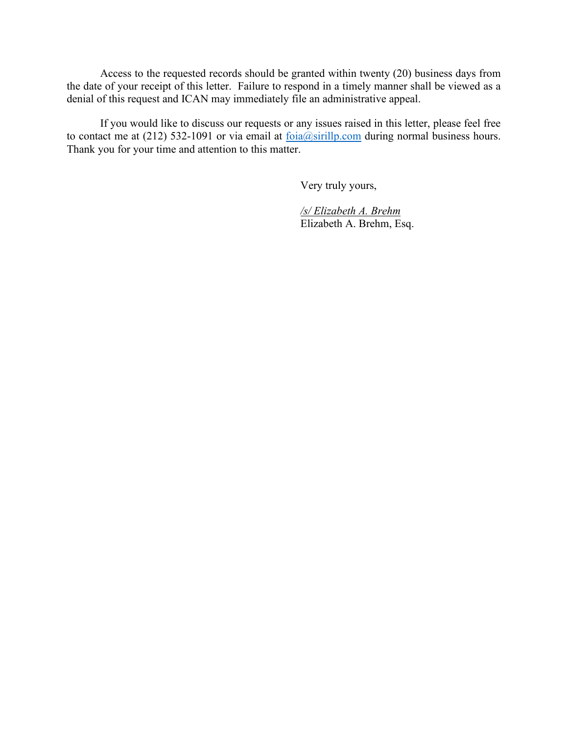Access to the requested records should be granted within twenty (20) business days from the date of your receipt of this letter. Failure to respond in a timely manner shall be viewed as a denial of this request and ICAN may immediately file an administrative appeal.

If you would like to discuss our requests or any issues raised in this letter, please feel free to contact me at (212) 532-1091 or via email at foia@sirillp.com during normal business hours. Thank you for your time and attention to this matter.

Very truly yours,

*/s/ Elizabeth A. Brehm*
Elizabeth A. Brehm, Esq.